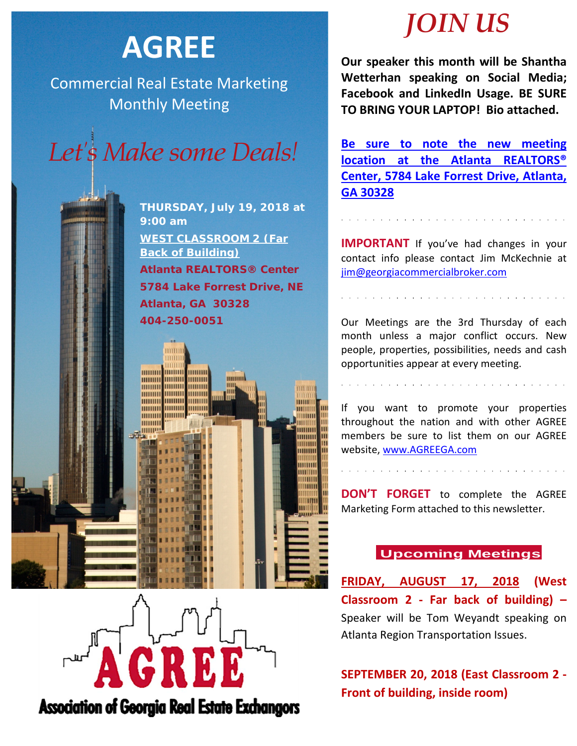# AGREE

Commercial Real Estate Marketing Monthly Meeting

*Let's Make some Deals!*

**THURSDAY, July 19, 2018 at 9:00 am**

**WEST CLASSROOM 2 (Far Back of Building)**

**Atlanta REALTORS® Center**
**5784 Lake Forrest Drive, NE**
**Atlanta, GA 30328**
**404-250-0051**

AGREE

Association of Georgia Real Estate Exchangors

# *JOIN US*

**Our speaker this month will be Shantha Wetterhan speaking on Social Media; Facebook and LinkedIn Usage. BE SURE TO BRING YOUR LAPTOP! Bio attached.**

**Be sure to note the new meeting location at the Atlanta REALTORS® Center, 5784 Lake Forrest Drive, Atlanta, GA 30328**

**IMPORTANT** If you've had changes in your contact info please contact Jim McKechnie at jim@georgiacommercialbroker.com

Our Meetings are the 3rd Thursday of each month unless a major conflict occurs. New people, properties, possibilities, needs and cash opportunities appear at every meeting.

If you want to promote your properties throughout the nation and with other AGREE members be sure to list them on our AGREE website, www.AGREEGA.com

**DON'T FORGET** to complete the AGREE Marketing Form attached to this newsletter.

## Upcoming Meetings

**FRIDAY, AUGUST 17, 2018 (West Classroom 2 - Far back of building) –** Speaker will be Tom Weyandt speaking on Atlanta Region Transportation Issues.

**SEPTEMBER 20, 2018 (East Classroom 2 - Front of building, inside room)**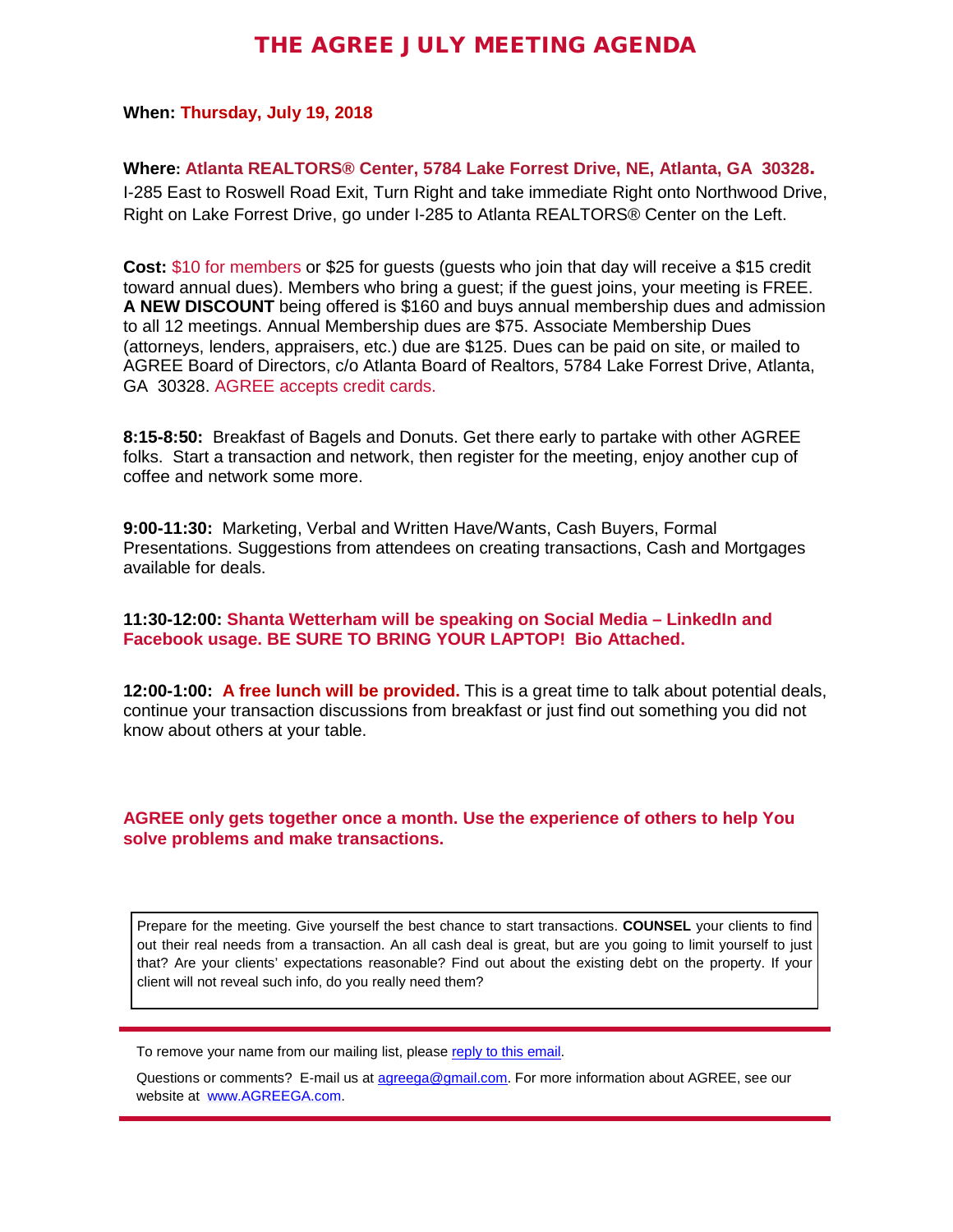# THE AGREE JULY MEETING AGENDA

**When: Thursday, July 19, 2018**

**Where: Atlanta REALTORS® Center, 5784 Lake Forrest Drive, NE, Atlanta, GA 30328.**
I-285 East to Roswell Road Exit, Turn Right and take immediate Right onto Northwood Drive, Right on Lake Forrest Drive, go under I-285 to Atlanta REALTORS® Center on the Left.

**Cost:** $10 for members or $25 for guests (guests who join that day will receive a $15 credit toward annual dues). Members who bring a guest; if the guest joins, your meeting is FREE. **A NEW DISCOUNT** being offered is $160 and buys annual membership dues and admission to all 12 meetings. Annual Membership dues are $75. Associate Membership Dues (attorneys, lenders, appraisers, etc.) due are $125. Dues can be paid on site, or mailed to AGREE Board of Directors, c/o Atlanta Board of Realtors, 5784 Lake Forrest Drive, Atlanta, GA 30328. AGREE accepts credit cards.

**8:15-8:50:** Breakfast of Bagels and Donuts. Get there early to partake with other AGREE folks. Start a transaction and network, then register for the meeting, enjoy another cup of coffee and network some more.

**9:00-11:30:** Marketing, Verbal and Written Have/Wants, Cash Buyers, Formal Presentations. Suggestions from attendees on creating transactions, Cash and Mortgages available for deals.

**11:30-12:00: Shanta Wetterham will be speaking on Social Media – LinkedIn and Facebook usage. BE SURE TO BRING YOUR LAPTOP! Bio Attached.**

**12:00-1:00: A free lunch will be provided.** This is a great time to talk about potential deals, continue your transaction discussions from breakfast or just find out something you did not know about others at your table.

**AGREE only gets together once a month. Use the experience of others to help You solve problems and make transactions.**

Prepare for the meeting. Give yourself the best chance to start transactions. **COUNSEL** your clients to find out their real needs from a transaction. An all cash deal is great, but are you going to limit yourself to just that? Are your clients' expectations reasonable? Find out about the existing debt on the property. If your client will not reveal such info, do you really need them?

---

To remove your name from our mailing list, please reply to this email.

Questions or comments? E-mail us at agreega@gmail.com. For more information about AGREE, see our website at www.AGREEGA.com.